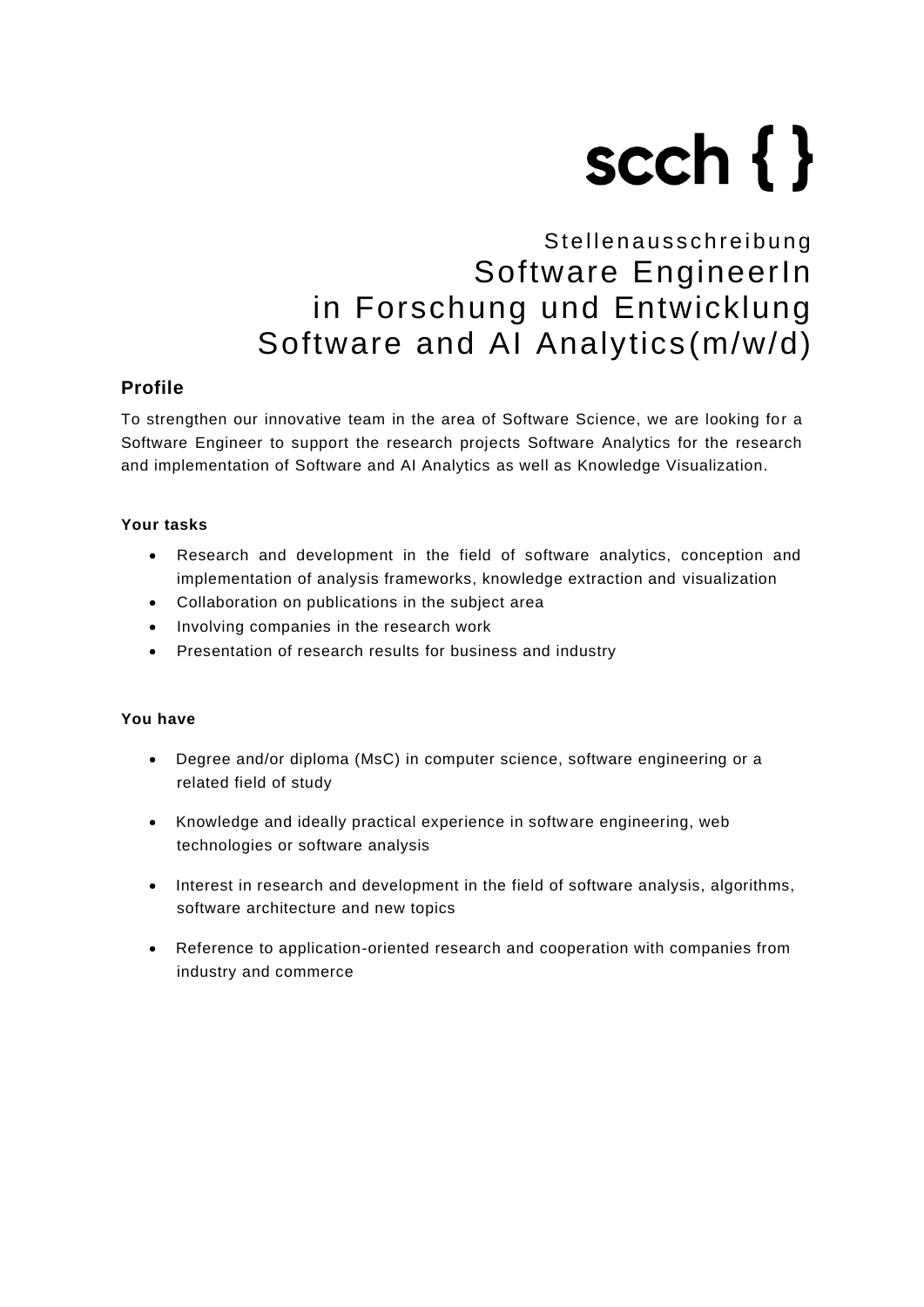scch { }

Stellenausschreibung

# Software EngineerIn in Forschung und Entwicklung Software and AI Analytics(m/w/d)

## Profile

To strengthen our innovative team in the area of Software Science, we are looking for a Software Engineer to support the research projects Software Analytics for the research and implementation of Software and AI Analytics as well as Knowledge Visualization.

### Your tasks

- Research and development in the field of software analytics, conception and implementation of analysis frameworks, knowledge extraction and visualization
- Collaboration on publications in the subject area
- Involving companies in the research work
- Presentation of research results for business and industry

### You have

- Degree and/or diploma (MsC) in computer science, software engineering or a related field of study
- Knowledge and ideally practical experience in software engineering, web technologies or software analysis
- Interest in research and development in the field of software analysis, algorithms, software architecture and new topics
- Reference to application-oriented research and cooperation with companies from industry and commerce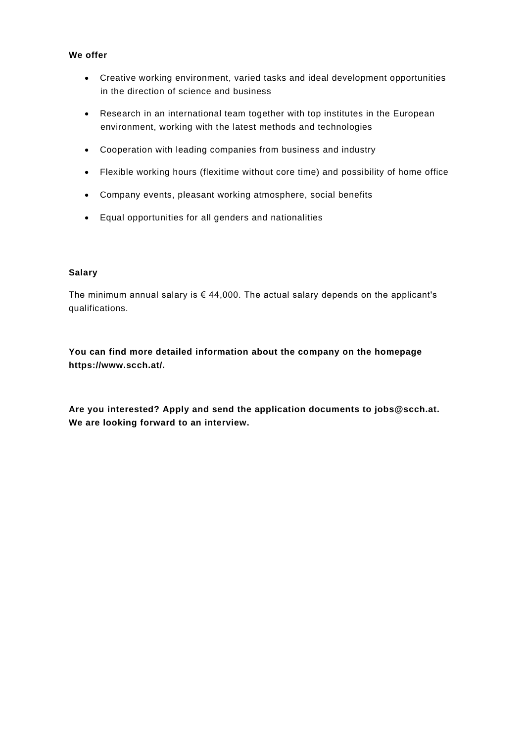**We offer**

- Creative working environment, varied tasks and ideal development opportunities in the direction of science and business
- Research in an international team together with top institutes in the European environment, working with the latest methods and technologies
- Cooperation with leading companies from business and industry
- Flexible working hours (flexitime without core time) and possibility of home office
- Company events, pleasant working atmosphere, social benefits
- Equal opportunities for all genders and nationalities

**Salary**

The minimum annual salary is € 44,000. The actual salary depends on the applicant's qualifications.

**You can find more detailed information about the company on the homepage https://www.scch.at/.**

**Are you interested? Apply and send the application documents to jobs@scch.at. We are looking forward to an interview.**